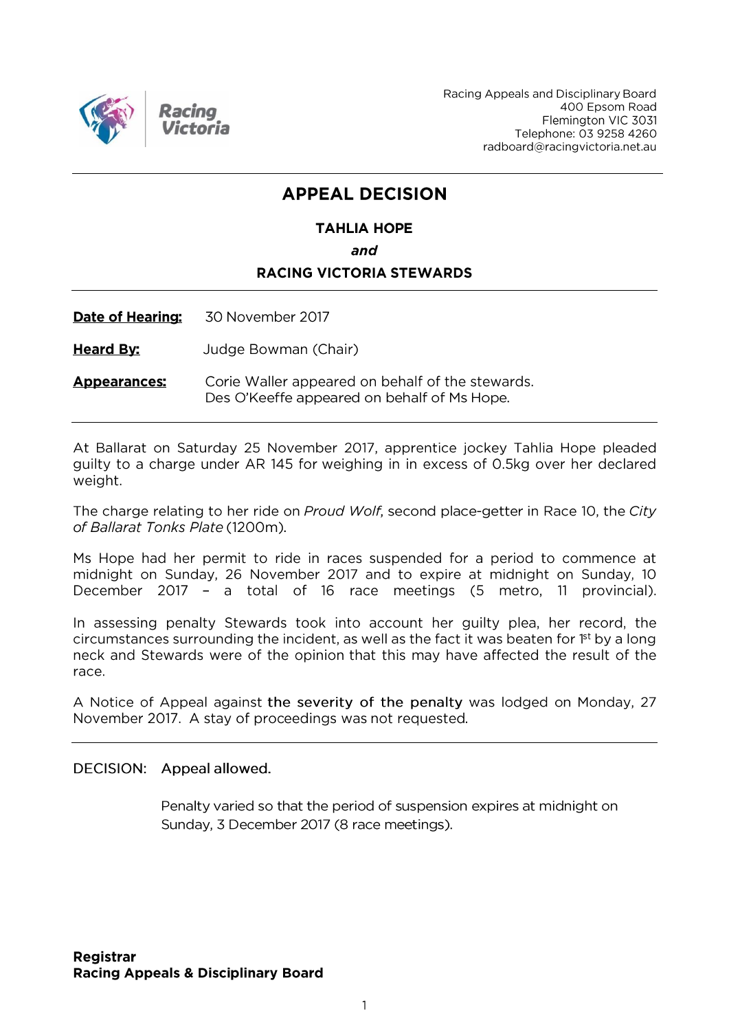Racing Appeals and Disciplinary Board
400 Epsom Road
Flemington VIC 3031
Telephone: 03 9258 4260
radboard@racingvictoria.net.au

# APPEAL DECISION

**TAHLIA HOPE**

***and***

**RACING VICTORIA STEWARDS**

---

**Date of Hearing:** 30 November 2017

**Heard By:** Judge Bowman (Chair)

**Appearances:** Corie Waller appeared on behalf of the stewards.
Des O'Keeffe appeared on behalf of Ms Hope.

---

At Ballarat on Saturday 25 November 2017, apprentice jockey Tahlia Hope pleaded guilty to a charge under AR 145 for weighing in in excess of 0.5kg over her declared weight.

The charge relating to her ride on *Proud Wolf*, second place-getter in Race 10, the *City of Ballarat Tonks Plate* (1200m).

Ms Hope had her permit to ride in races suspended for a period to commence at midnight on Sunday, 26 November 2017 and to expire at midnight on Sunday, 10 December 2017 – a total of 16 race meetings (5 metro, 11 provincial).

In assessing penalty Stewards took into account her guilty plea, her record, the circumstances surrounding the incident, as well as the fact it was beaten for 1st by a long neck and Stewards were of the opinion that this may have affected the result of the race.

A Notice of Appeal against **the severity of the penalty** was lodged on Monday, 27 November 2017. A stay of proceedings was not requested.

---

DECISION: Appeal allowed.

Penalty varied so that the period of suspension expires at midnight on Sunday, 3 December 2017 (8 race meetings).

**Registrar**
**Racing Appeals & Disciplinary Board**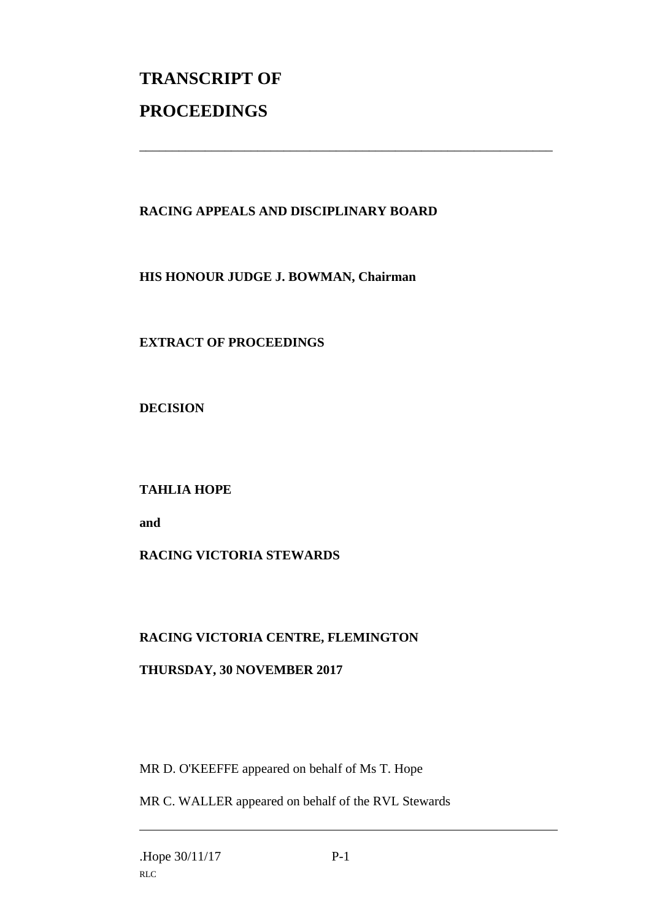# TRANSCRIPT OF PROCEEDINGS

---

**RACING APPEALS AND DISCIPLINARY BOARD**

**HIS HONOUR JUDGE J. BOWMAN, Chairman**

**EXTRACT OF PROCEEDINGS**

**DECISION**

**TAHLIA HOPE**

**and**

**RACING VICTORIA STEWARDS**

**RACING VICTORIA CENTRE, FLEMINGTON**

**THURSDAY, 30 NOVEMBER 2017**

MR D. O'KEEFFE appeared on behalf of Ms T. Hope

MR C. WALLER appeared on behalf of the RVL Stewards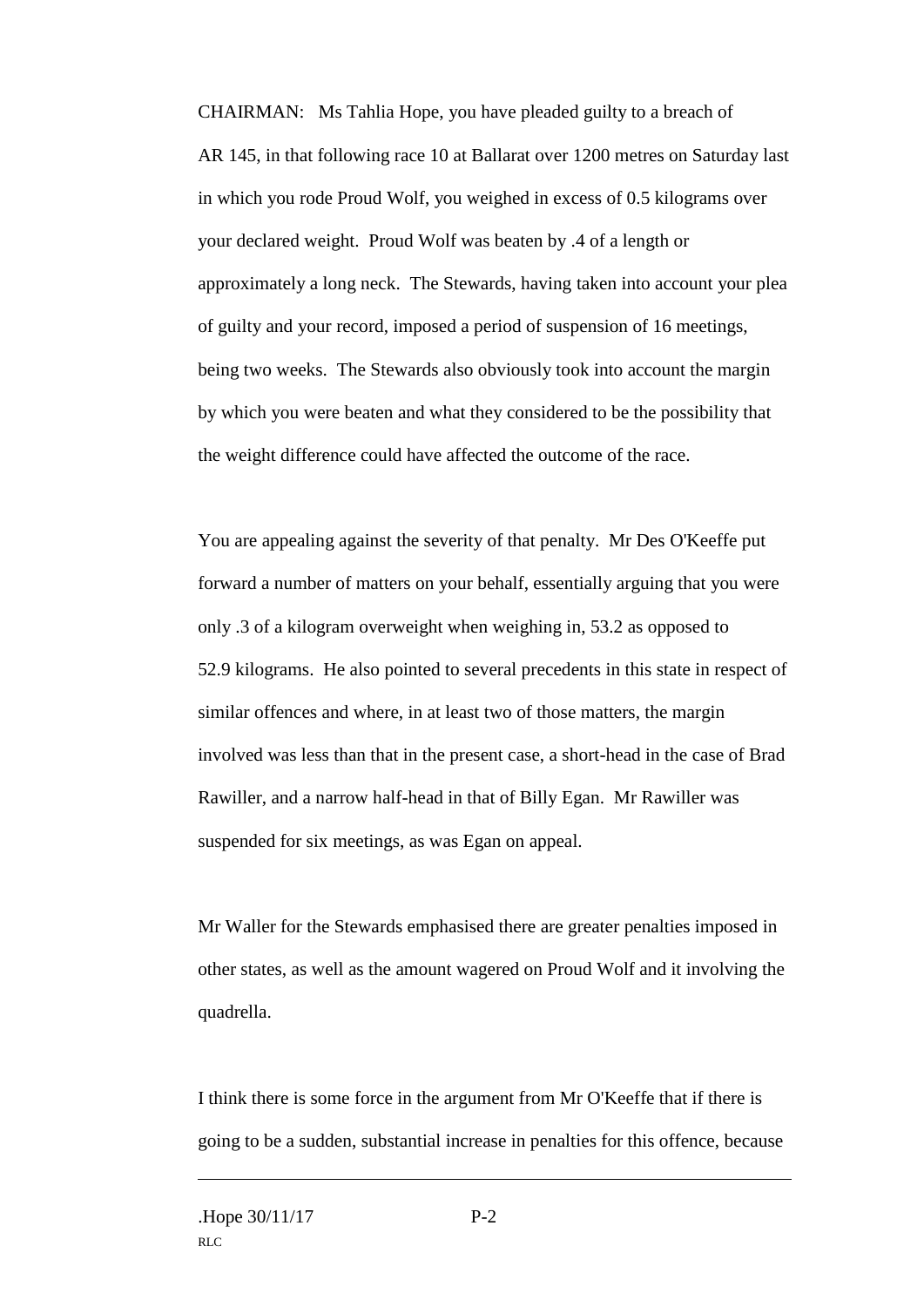CHAIRMAN: Ms Tahlia Hope, you have pleaded guilty to a breach of AR 145, in that following race 10 at Ballarat over 1200 metres on Saturday last in which you rode Proud Wolf, you weighed in excess of 0.5 kilograms over your declared weight. Proud Wolf was beaten by .4 of a length or approximately a long neck. The Stewards, having taken into account your plea of guilty and your record, imposed a period of suspension of 16 meetings, being two weeks. The Stewards also obviously took into account the margin by which you were beaten and what they considered to be the possibility that the weight difference could have affected the outcome of the race.

You are appealing against the severity of that penalty. Mr Des O'Keeffe put forward a number of matters on your behalf, essentially arguing that you were only .3 of a kilogram overweight when weighing in, 53.2 as opposed to 52.9 kilograms. He also pointed to several precedents in this state in respect of similar offences and where, in at least two of those matters, the margin involved was less than that in the present case, a short-head in the case of Brad Rawiller, and a narrow half-head in that of Billy Egan. Mr Rawiller was suspended for six meetings, as was Egan on appeal.

Mr Waller for the Stewards emphasised there are greater penalties imposed in other states, as well as the amount wagered on Proud Wolf and it involving the quadrella.

I think there is some force in the argument from Mr O'Keeffe that if there is going to be a sudden, substantial increase in penalties for this offence, because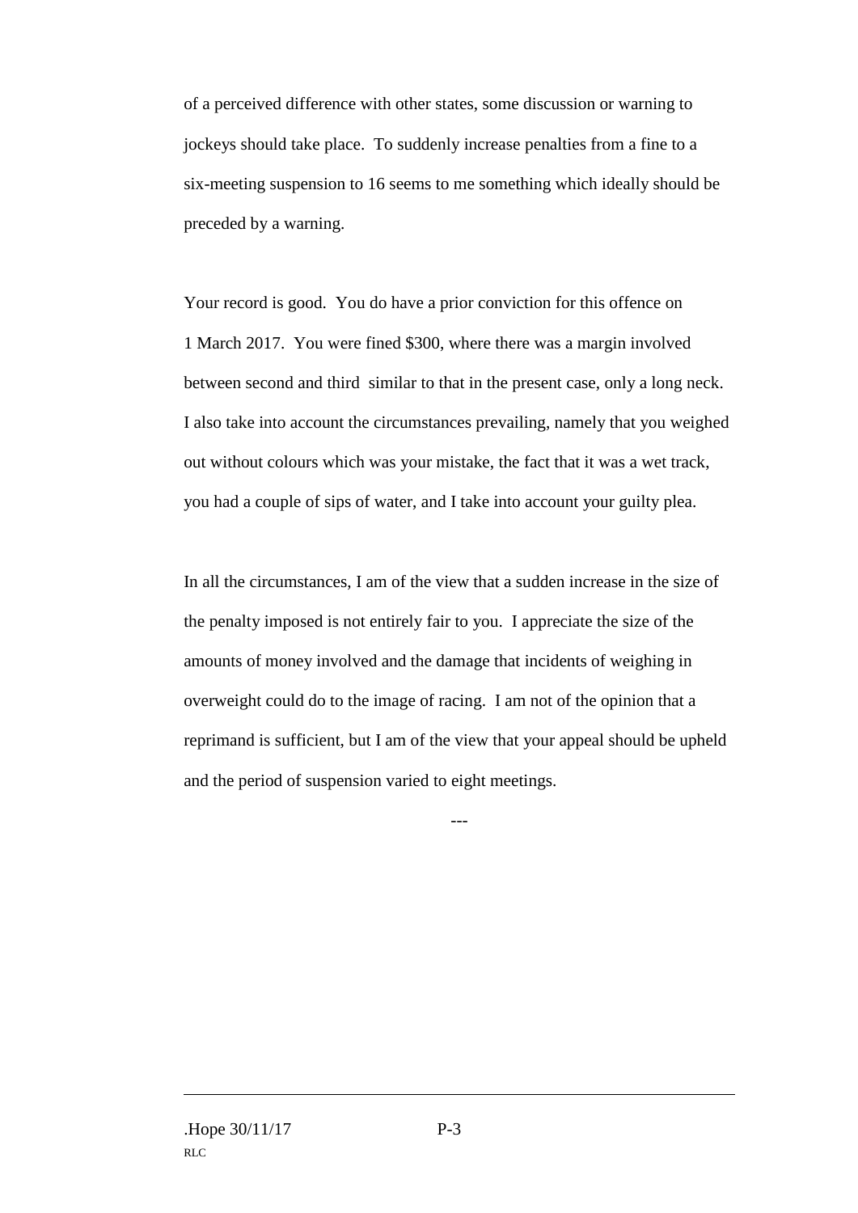of a perceived difference with other states, some discussion or warning to jockeys should take place. To suddenly increase penalties from a fine to a six-meeting suspension to 16 seems to me something which ideally should be preceded by a warning.

Your record is good. You do have a prior conviction for this offence on 1 March 2017. You were fined $300, where there was a margin involved between second and third similar to that in the present case, only a long neck. I also take into account the circumstances prevailing, namely that you weighed out without colours which was your mistake, the fact that it was a wet track, you had a couple of sips of water, and I take into account your guilty plea.

In all the circumstances, I am of the view that a sudden increase in the size of the penalty imposed is not entirely fair to you. I appreciate the size of the amounts of money involved and the damage that incidents of weighing in overweight could do to the image of racing. I am not of the opinion that a reprimand is sufficient, but I am of the view that your appeal should be upheld and the period of suspension varied to eight meetings.

---